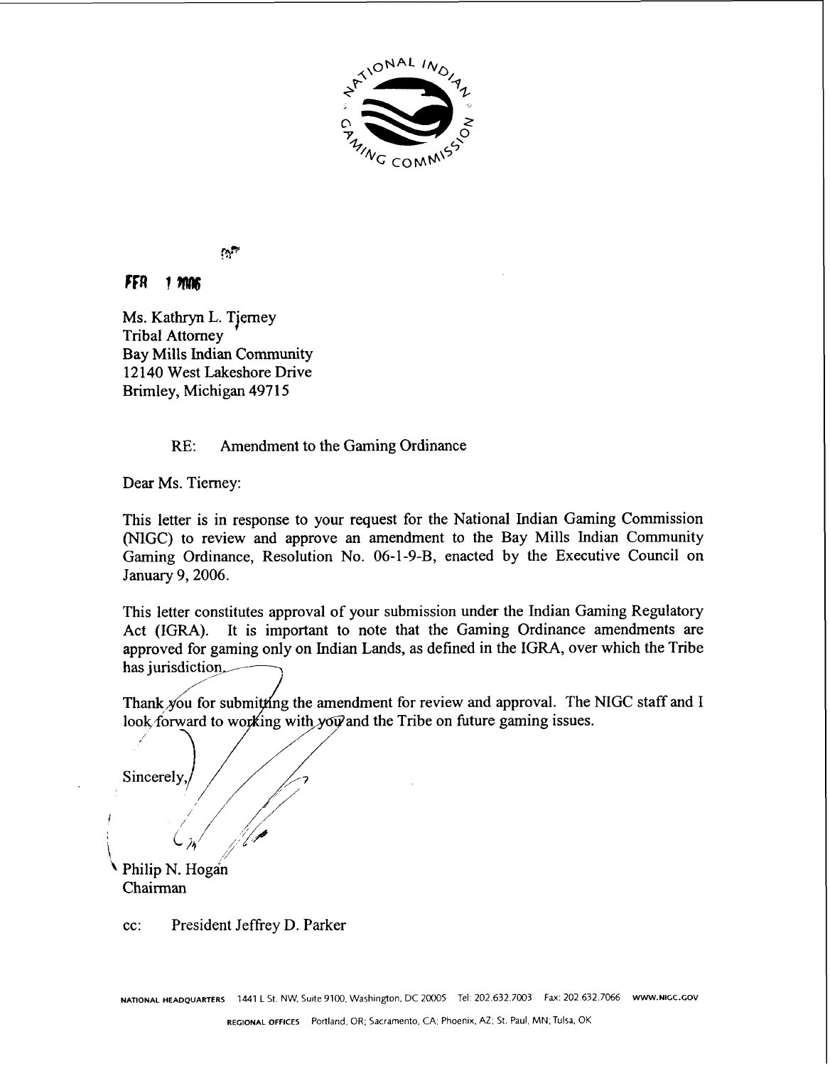FEB 1 2006

Ms. Kathryn L. Tierney
Tribal Attorney
Bay Mills Indian Community
12140 West Lakeshore Drive
Brimley, Michigan 49715

RE: Amendment to the Gaming Ordinance

Dear Ms. Tierney:

This letter is in response to your request for the National Indian Gaming Commission (NIGC) to review and approve an amendment to the Bay Mills Indian Community Gaming Ordinance, Resolution No. 06-1-9-B, enacted by the Executive Council on January 9, 2006.

This letter constitutes approval of your submission under the Indian Gaming Regulatory Act (IGRA). It is important to note that the Gaming Ordinance amendments are approved for gaming only on Indian Lands, as defined in the IGRA, over which the Tribe has jurisdiction.

Thank you for submitting the amendment for review and approval. The NIGC staff and I look forward to working with you and the Tribe on future gaming issues.

Sincerely,

Philip N. Hogan
Chairman

cc: President Jeffrey D. Parker

NATIONAL HEADQUARTERS 1441 L St. NW, Suite 9100, Washington, DC 20005 Tel: 202.632.7003 Fax: 202.632.7066 WWW.NIGC.GOV

REGIONAL OFFICES Portland, OR; Sacramento, CA; Phoenix, AZ; St. Paul, MN; Tulsa, OK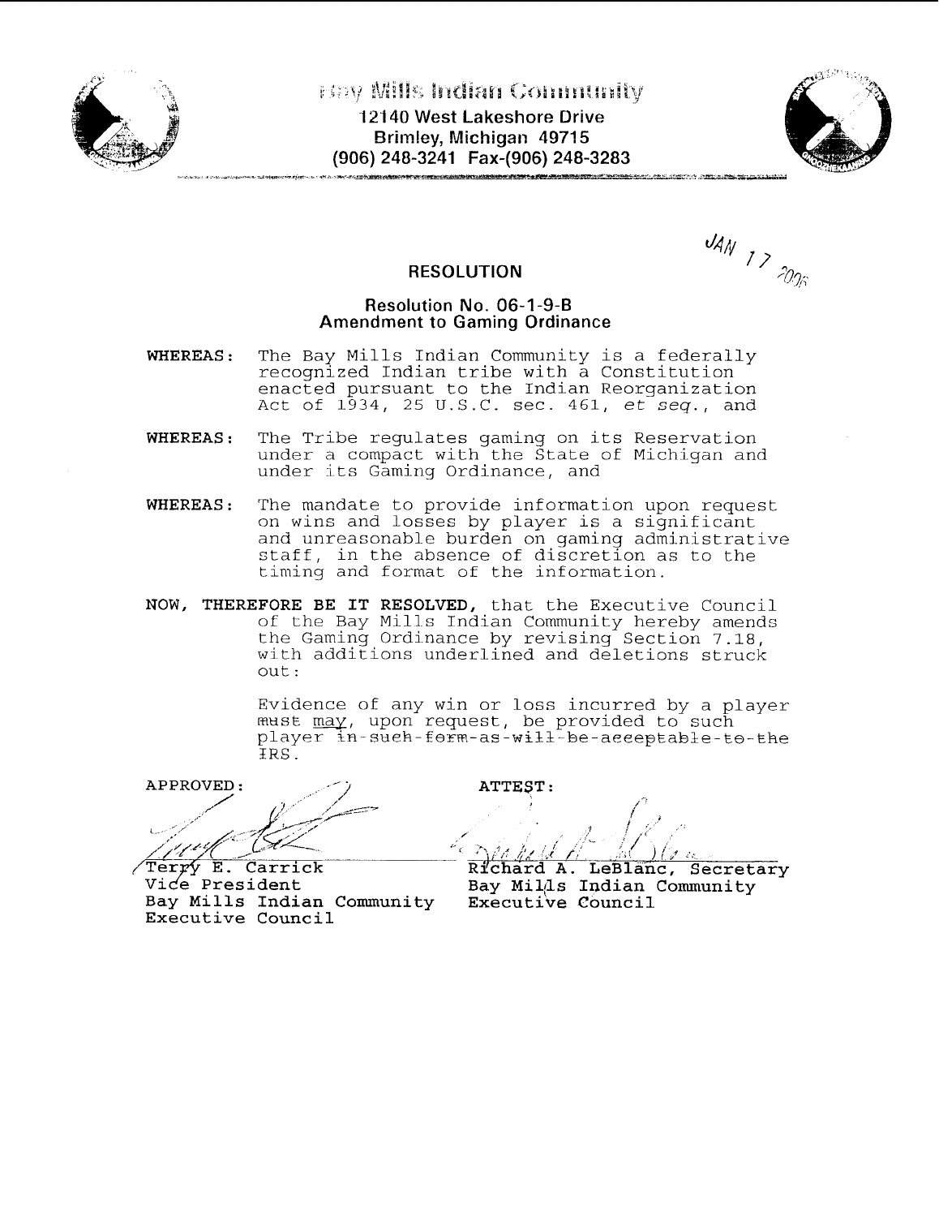Bay Mills Indian Community
12140 West Lakeshore Drive
Brimley, Michigan 49715
(906) 248-3241 Fax-(906) 248-3283

JAN 17 2006

## RESOLUTION

### Resolution No. 06-1-9-B
### Amendment to Gaming Ordinance

**WHEREAS:** The Bay Mills Indian Community is a federally recognized Indian tribe with a Constitution enacted pursuant to the Indian Reorganization Act of 1934, 25 U.S.C. sec. 461, *et seq.*, and

**WHEREAS:** The Tribe regulates gaming on its Reservation under a compact with the State of Michigan and under its Gaming Ordinance, and

**WHEREAS:** The mandate to provide information upon request on wins and losses by player is a significant and unreasonable burden on gaming administrative staff, in the absence of discretion as to the timing and format of the information.

**NOW, THEREFORE BE IT RESOLVED,** that the Executive Council of the Bay Mills Indian Community hereby amends the Gaming Ordinance by revising Section 7.18, with additions underlined and deletions struck out:

> Evidence of any win or loss incurred by a player ~~must~~ <u>may</u>, upon request, be provided to such player ~~in such form as will be acceptable to the IRS~~.

APPROVED:

Terry E. Carrick
Vice President
Bay Mills Indian Community
Executive Council

ATTEST:

Richard A. LeBlanc, Secretary
Bay Mills Indian Community
Executive Council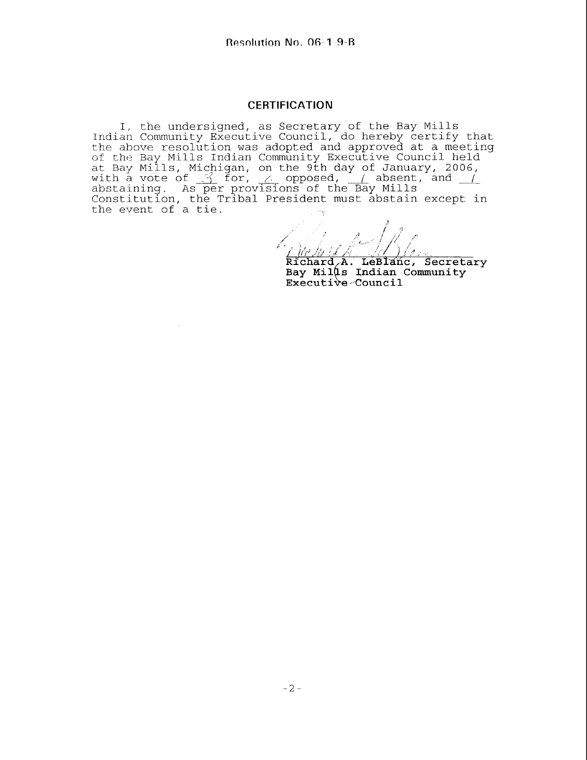Resolution No. 06-1-9-B

## CERTIFICATION

I, the undersigned, as Secretary of the Bay Mills Indian Community Executive Council, do hereby certify that the above resolution was adopted and approved at a meeting of the Bay Mills Indian Community Executive Council held at Bay Mills, Michigan, on the 9th day of January, 2006, with a vote of 3 for, 0 opposed, 1 absent, and 1 abstaining. As per provisions of the Bay Mills Constitution, the Tribal President must abstain except in the event of a tie.

Richard A. LeBlanc, Secretary
Bay Mills Indian Community
Executive Council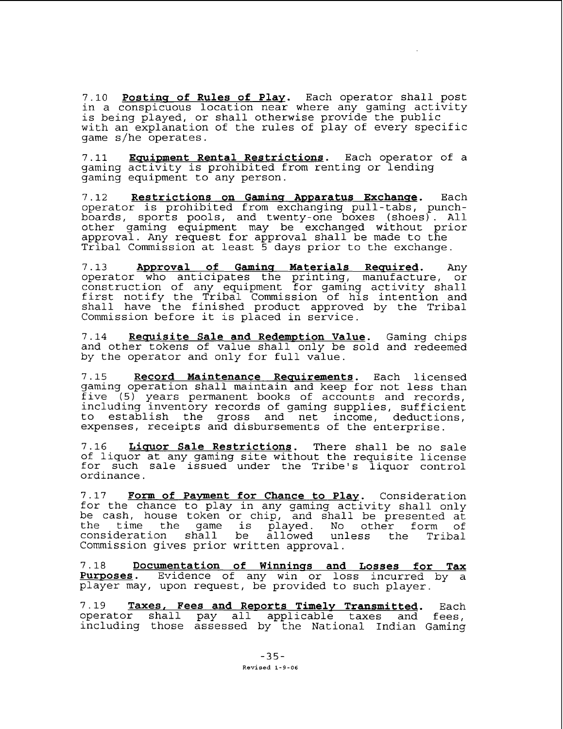7.10 **Posting of Rules of Play.** Each operator shall post in a conspicuous location near where any gaming activity is being played, or shall otherwise provide the public with an explanation of the rules of play of every specific game s/he operates.

7.11 **Equipment Rental Restrictions.** Each operator of a gaming activity is prohibited from renting or lending gaming equipment to any person.

7.12 **Restrictions on Gaming Apparatus Exchange.** Each operator is prohibited from exchanging pull-tabs, punch-boards, sports pools, and twenty-one boxes (shoes). All other gaming equipment may be exchanged without prior approval. Any request for approval shall be made to the Tribal Commission at least 5 days prior to the exchange.

7.13 **Approval of Gaming Materials Required.** Any operator who anticipates the printing, manufacture, or construction of any equipment for gaming activity shall first notify the Tribal Commission of his intention and shall have the finished product approved by the Tribal Commission before it is placed in service.

7.14 **Requisite Sale and Redemption Value.** Gaming chips and other tokens of value shall only be sold and redeemed by the operator and only for full value.

7.15 **Record Maintenance Requirements.** Each licensed gaming operation shall maintain and keep for not less than five (5) years permanent books of accounts and records, including inventory records of gaming supplies, sufficient to establish the gross and net income, deductions, expenses, receipts and disbursements of the enterprise.

7.16 **Liquor Sale Restrictions.** There shall be no sale of liquor at any gaming site without the requisite license for such sale issued under the Tribe's liquor control ordinance.

7.17 **Form of Payment for Chance to Play.** Consideration for the chance to play in any gaming activity shall only be cash, house token or chip, and shall be presented at the time the game is played. No other form of consideration shall be allowed unless the Tribal Commission gives prior written approval.

7.18 **Documentation of Winnings and Losses for Tax Purposes.** Evidence of any win or loss incurred by a player may, upon request, be provided to such player.

7.19 **Taxes, Fees and Reports Timely Transmitted.** Each operator shall pay all applicable taxes and fees, including those assessed by the National Indian Gaming

Revised 1-9-06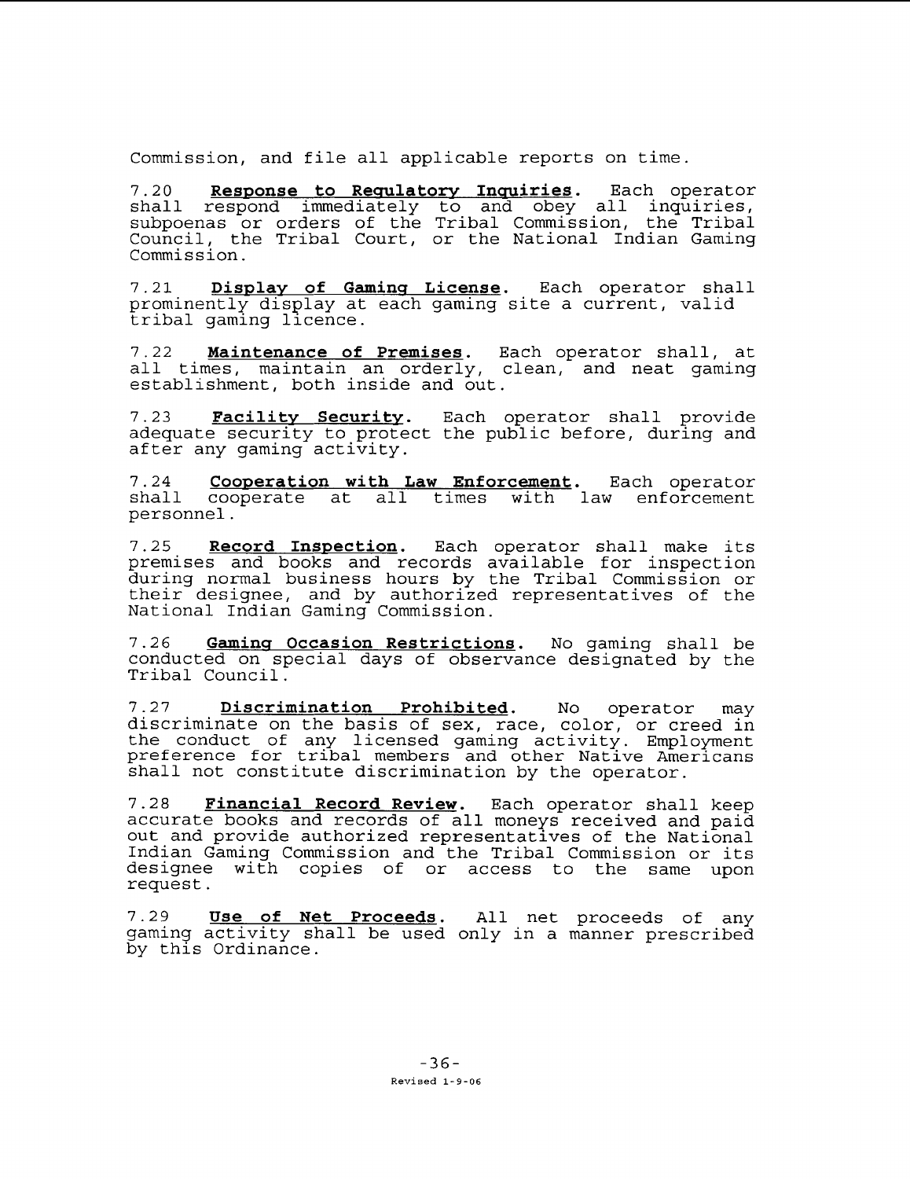Commission, and file all applicable reports on time.

7.20 **Response to Regulatory Inquiries.** Each operator shall respond immediately to and obey all inquiries, subpoenas or orders of the Tribal Commission, the Tribal Council, the Tribal Court, or the National Indian Gaming Commission.

7.21 **Display of Gaming License.** Each operator shall prominently display at each gaming site a current, valid tribal gaming licence.

7.22 **Maintenance of Premises.** Each operator shall, at all times, maintain an orderly, clean, and neat gaming establishment, both inside and out.

7.23 **Facility Security.** Each operator shall provide adequate security to protect the public before, during and after any gaming activity.

7.24 **Cooperation with Law Enforcement.** Each operator shall cooperate at all times with law enforcement personnel.

7.25 **Record Inspection.** Each operator shall make its premises and books and records available for inspection during normal business hours by the Tribal Commission or their designee, and by authorized representatives of the National Indian Gaming Commission.

7.26 **Gaming Occasion Restrictions.** No gaming shall be conducted on special days of observance designated by the Tribal Council.

7.27 **Discrimination Prohibited.** No operator may discriminate on the basis of sex, race, color, or creed in the conduct of any licensed gaming activity. Employment preference for tribal members and other Native Americans shall not constitute discrimination by the operator.

7.28 **Financial Record Review.** Each operator shall keep accurate books and records of all moneys received and paid out and provide authorized representatives of the National Indian Gaming Commission and the Tribal Commission or its designee with copies of or access to the same upon request.

7.29 **Use of Net Proceeds.** All net proceeds of any gaming activity shall be used only in a manner prescribed by this Ordinance.

Revised 1-9-06